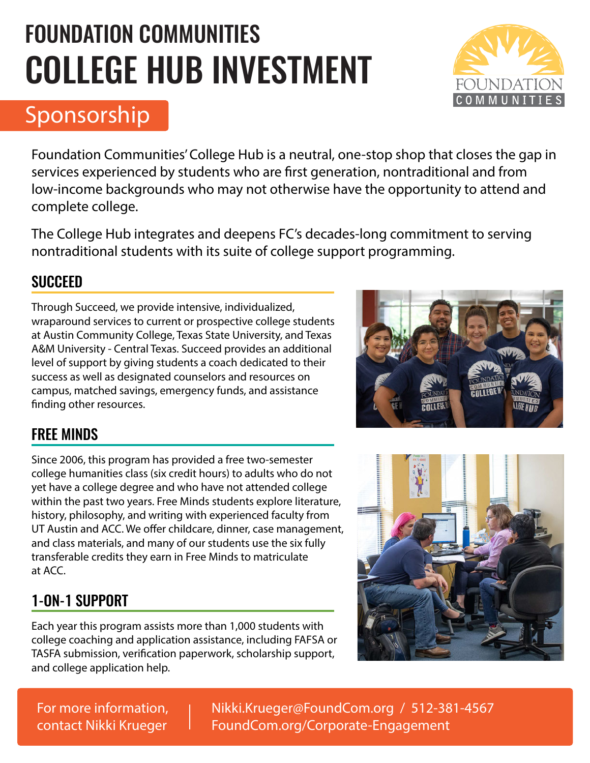# FOUNDATION COMMUNITIES
# COLLEGE HUB INVESTMENT

## Sponsorship

Foundation Communities' College Hub is a neutral, one-stop shop that closes the gap in services experienced by students who are first generation, nontraditional and from low-income backgrounds who may not otherwise have the opportunity to attend and complete college.

The College Hub integrates and deepens FC's decades-long commitment to serving nontraditional students with its suite of college support programming.

### SUCCEED

Through Succeed, we provide intensive, individualized, wraparound services to current or prospective college students at Austin Community College, Texas State University, and Texas A&M University - Central Texas. Succeed provides an additional level of support by giving students a coach dedicated to their success as well as designated counselors and resources on campus, matched savings, emergency funds, and assistance finding other resources.

### FREE MINDS

Since 2006, this program has provided a free two-semester college humanities class (six credit hours) to adults who do not yet have a college degree and who have not attended college within the past two years. Free Minds students explore literature, history, philosophy, and writing with experienced faculty from UT Austin and ACC. We offer childcare, dinner, case management, and class materials, and many of our students use the six fully transferable credits they earn in Free Minds to matriculate at ACC.

### 1-ON-1 SUPPORT

Each year this program assists more than 1,000 students with college coaching and application assistance, including FAFSA or TASFA submission, verification paperwork, scholarship support, and college application help.

For more information, contact Nikki Krueger | Nikki.Krueger@FoundCom.org / 512-381-4567
FoundCom.org/Corporate-Engagement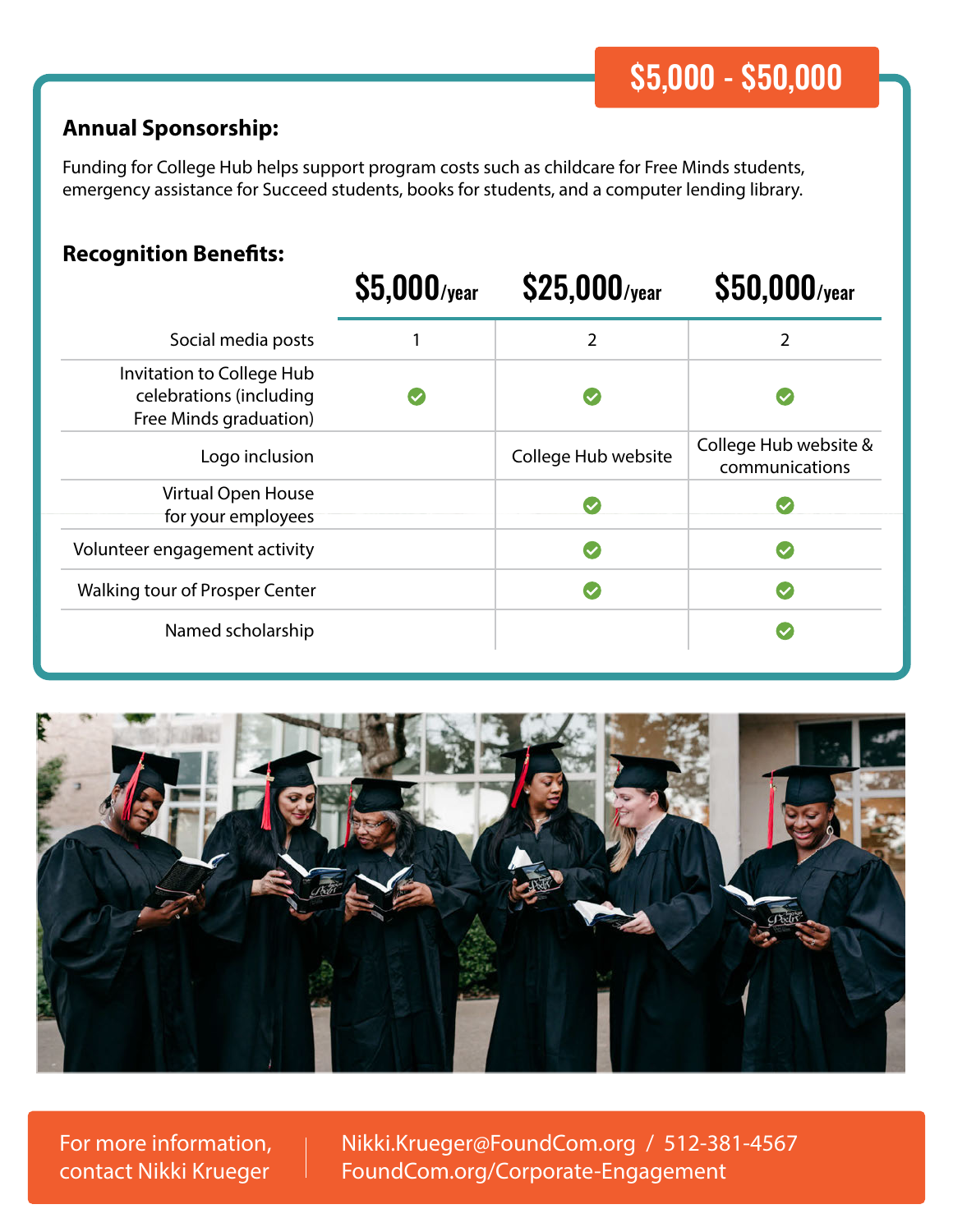**$5,000 - $50,000**

## Annual Sponsorship:

Funding for College Hub helps support program costs such as childcare for Free Minds students, emergency assistance for Succeed students, books for students, and a computer lending library.

## Recognition Benefits:

| | $5,000/year | $25,000/year | $50,000/year |
|---|---|---|---|
| Social media posts | 1 | 2 | 2 |
| Invitation to College Hub celebrations (including Free Minds graduation) | ✓ | ✓ | ✓ |
| Logo inclusion | | College Hub website | College Hub website & communications |
| Virtual Open House for your employees | | ✓ | ✓ |
| Volunteer engagement activity | | ✓ | ✓ |
| Walking tour of Prosper Center | | ✓ | ✓ |
| Named scholarship | | | ✓ |

For more information, contact Nikki Krueger

Nikki.Krueger@FoundCom.org / 512-381-4567
FoundCom.org/Corporate-Engagement